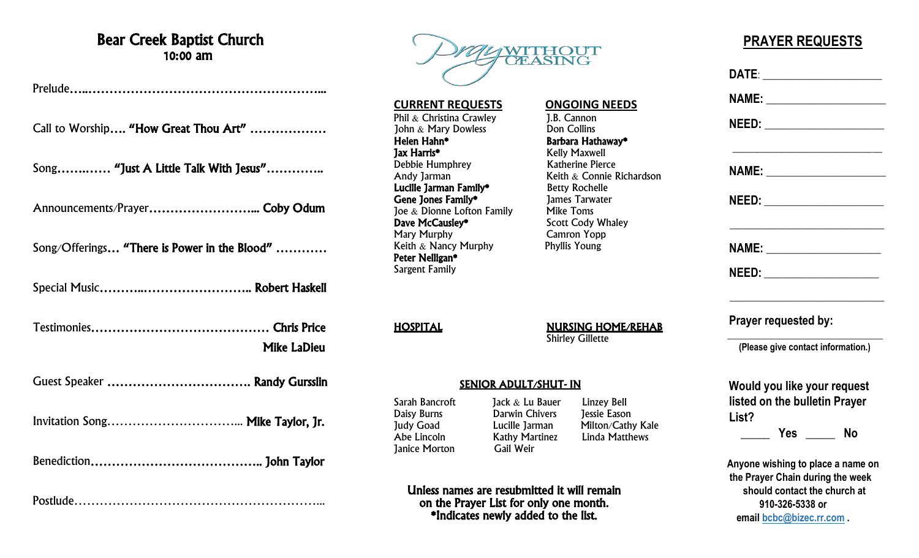# Bear Creek Baptist Church
**10:00 am**

Prelude…………………………………………………………

Call to Worship…. **"How Great Thou Art"** ………………

Song………… **"Just A Little Talk With Jesus"**…………..

Announcements/Prayer……………………….. **Coby Odum**

Song/Offerings… **"There is Power in the Blood"** …………

Special Music……………………………….. **Robert Haskell**

Testimonies……………………………………… **Chris Price**
**Mike LaDieu**

Guest Speaker …………………………….. **Randy Gursslin**

Invitation Song………………………….. **Mike Taylor, Jr.**

Benediction………………………………….. **John Taylor**

Postlude…………………………………………………….

# Pray WITHOUT CEASING

**CURRENT REQUESTS**

Phil & Christina Crawley
John & Mary Dowless
**Helen Hahn***
**Jax Harris***
Debbie Humphrey
Andy Jarman
**Lucille Jarman Family***
**Gene Jones Family***
Joe & Dionne Lofton Family
**Dave McCausley***
Mary Murphy
Keith & Nancy Murphy
**Peter Nelligan***
Sargent Family

**ONGOING NEEDS**

J.B. Cannon
Don Collins
**Barbara Hathaway***
Kelly Maxwell
Katherine Pierce
Keith & Connie Richardson
Betty Rochelle
James Tarwater
Mike Toms
Scott Cody Whaley
Camron Yopp
Phyllis Young

**HOSPITAL**

**NURSING HOME/REHAB**

Shirley Gillette

**SENIOR ADULT/SHUT- IN**

Sarah Bancroft
Daisy Burns
Judy Goad
Abe Lincoln
Janice Morton
Jack & Lu Bauer
Darwin Chivers
Lucille Jarman
Kathy Martinez
Gail Weir
Linzey Bell
Jessie Eason
Milton/Cathy Kale
Linda Matthews

**Unless names are resubmitted it will remain on the Prayer List for only one month.**
***Indicates newly added to the list.**

# PRAYER REQUESTS

**DATE**: ____________________

**NAME:** ____________________

**NEED:** ____________________

____________________________

**NAME:** ____________________

**NEED:** ____________________

____________________________

**NAME:** ____________________

**NEED:** ____________________

____________________________

**Prayer requested by:**

____________________________

**(Please give contact information.)**

**Would you like your request listed on the bulletin Prayer List?**

_____ **Yes** _____ **No**

**Anyone wishing to place a name on the Prayer Chain during the week should contact the church at 910-326-5338 or email bcbc@bizec.rr.com .**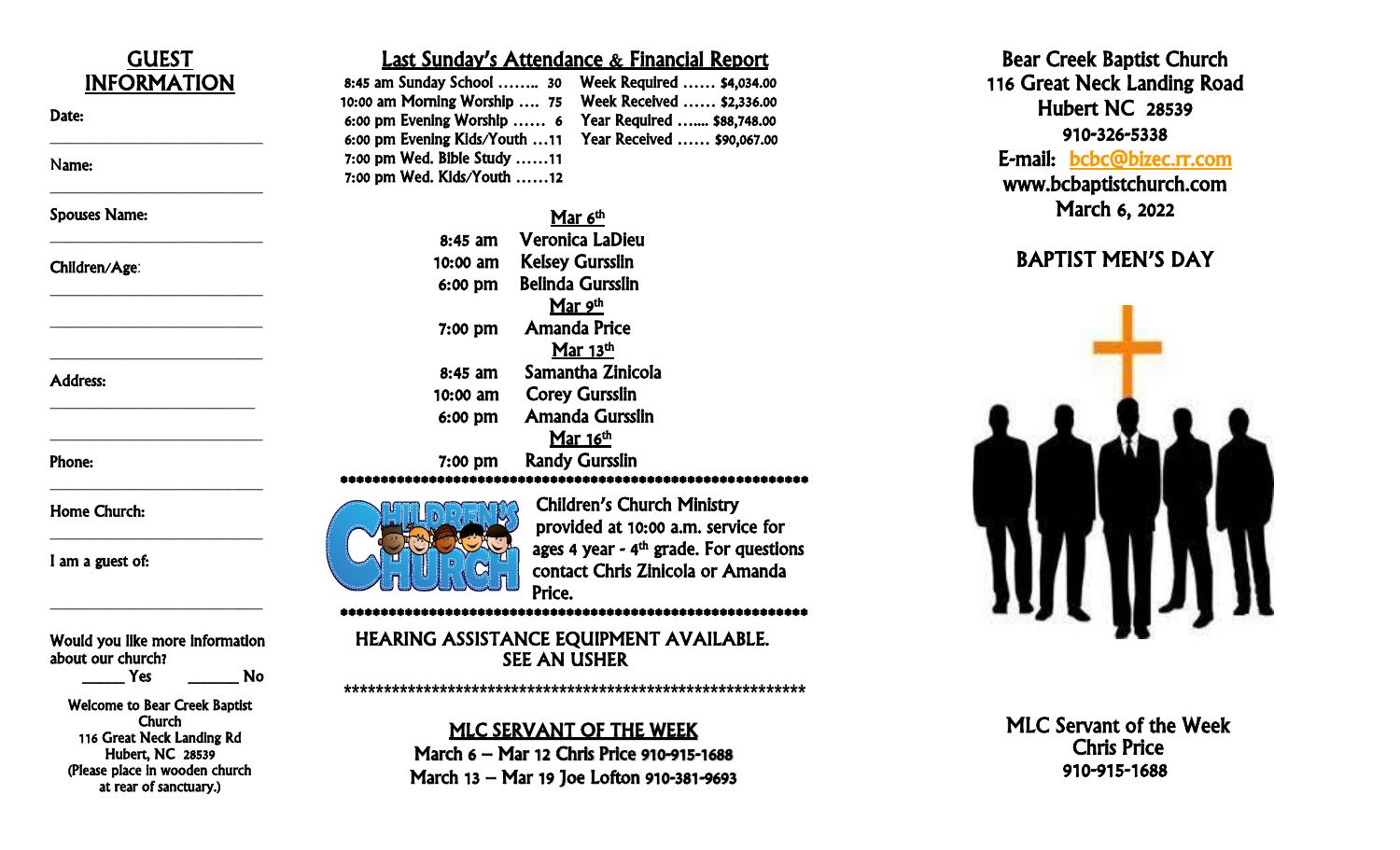## GUEST INFORMATION

Date:
___________________________

Name:
___________________________

Spouses Name:
___________________________

Children/Age:
___________________________
___________________________
___________________________

Address:
___________________________
___________________________

Phone:
___________________________

Home Church:
___________________________

I am a guest of:
___________________________

Would you like more information about our church?
_____ Yes _____ No

Welcome to Bear Creek Baptist Church
116 Great Neck Landing Rd
Hubert, NC 28539
(Please place in wooden church at rear of sanctuary.)

## Last Sunday's Attendance & Financial Report

8:45 am Sunday School …….. 30
10:00 am Morning Worship …. 75
6:00 pm Evening Worship …… 6
6:00 pm Evening Kids/Youth …11
7:00 pm Wed. Bible Study ……11
7:00 pm Wed. Kids/Youth ……12

Week Required …… $4,034.00
Week Received …… $2,336.00
Year Required ….... $88,748.00
Year Received …… $90,067.00

**Mar 6th**
8:45 am Veronica LaDieu
10:00 am Kelsey Gursslin
6:00 pm Belinda Gursslin

**Mar 9th**
7:00 pm Amanda Price

**Mar 13th**
8:45 am Samantha Zinicola
10:00 am Corey Gursslin
6:00 pm Amanda Gursslin

**Mar 16th**
7:00 pm Randy Gursslin

*************************************************************

Children's Church Ministry provided at 10:00 a.m. service for ages 4 year - 4th grade. For questions contact Chris Zinicola or Amanda Price.

*************************************************************

HEARING ASSISTANCE EQUIPMENT AVAILABLE.
SEE AN USHER

*************************************************************

**MLC SERVANT OF THE WEEK**
March 6 – Mar 12 Chris Price 910-915-1688
March 13 – Mar 19 Joe Lofton 910-381-9693

# Bear Creek Baptist Church
116 Great Neck Landing Road
Hubert NC 28539
910-326-5338
E-mail: bcbc@bizec.rr.com
www.bcbaptistchurch.com
March 6, 2022

## BAPTIST MEN'S DAY

MLC Servant of the Week
Chris Price
910-915-1688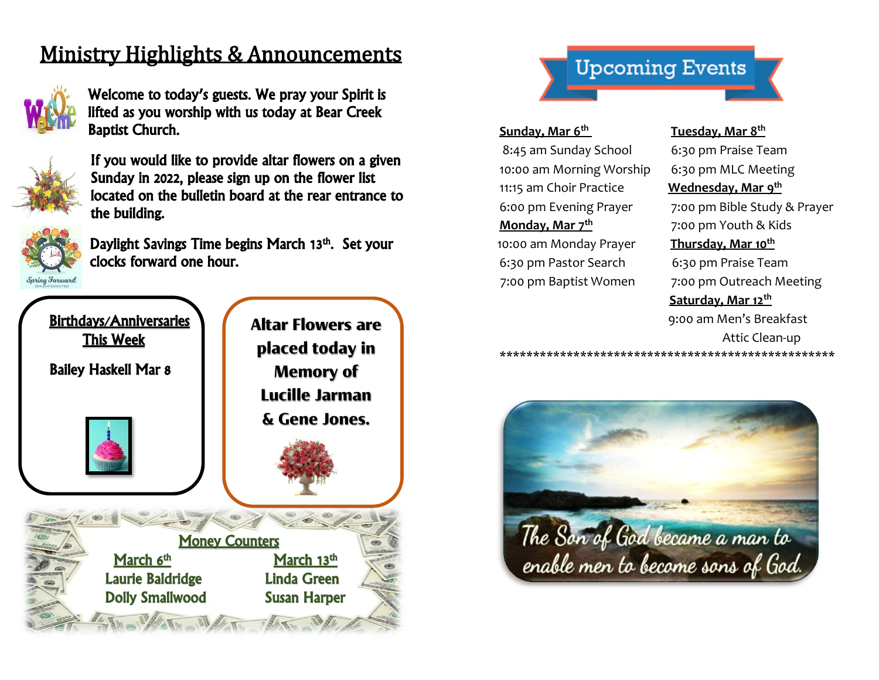# Ministry Highlights & Announcements

**Welcome to today's guests. We pray your Spirit is lifted as you worship with us today at Bear Creek Baptist Church.**

**If you would like to provide altar flowers on a given Sunday in 2022, please sign up on the flower list located on the bulletin board at the rear entrance to the building.**

**Daylight Savings Time begins March 13th. Set your clocks forward one hour.**

**Birthdays/Anniversaries This Week**

**Bailey Haskell Mar 8**

**Altar Flowers are placed today in Memory of Lucille Jarman & Gene Jones.**

**Money Counters**

| March 6th | March 13th |
|---|---|
| Laurie Baldridge | Linda Green |
| Dolly Smallwood | Susan Harper |

## Upcoming Events

**Sunday, Mar 6th**
8:45 am Sunday School
10:00 am Morning Worship
11:15 am Choir Practice
6:00 pm Evening Prayer

**Monday, Mar 7th**
10:00 am Monday Prayer
6:30 pm Pastor Search
7:00 pm Baptist Women

**Tuesday, Mar 8th**
6:30 pm Praise Team
6:30 pm MLC Meeting

**Wednesday, Mar 9th**
7:00 pm Bible Study & Prayer
7:00 pm Youth & Kids

**Thursday, Mar 10th**
6:30 pm Praise Team
7:00 pm Outreach Meeting

**Saturday, Mar 12th**
9:00 am Men's Breakfast
Attic Clean-up

***************************************************

The Son of God became a man to enable men to become sons of God.